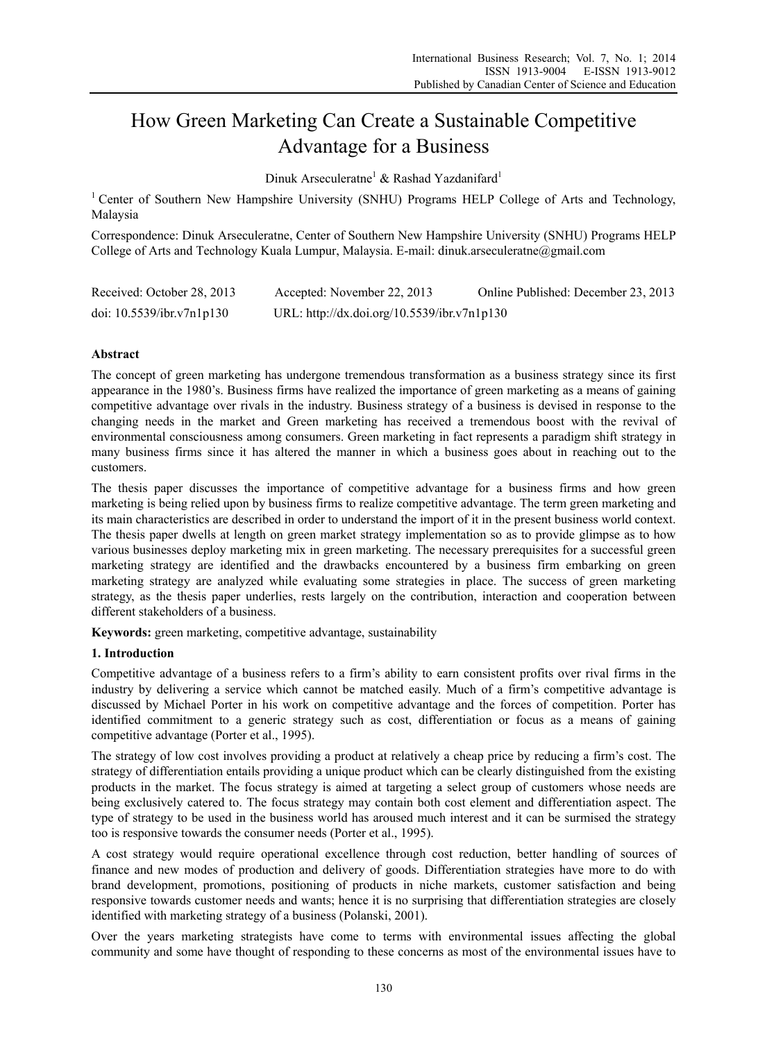# How Green Marketing Can Create a Sustainable Competitive Advantage for a Business

Dinuk Arseculeratne[1] & Rashad Yazdanifard[1]

[1] Center of Southern New Hampshire University (SNHU) Programs HELP College of Arts and Technology, Malaysia

Correspondence: Dinuk Arseculeratne, Center of Southern New Hampshire University (SNHU) Programs HELP College of Arts and Technology Kuala Lumpur, Malaysia. E-mail: dinuk.arseculeratne@gmail.com

Received: October 28, 2013　　Accepted: November 22, 2013　　Online Published: December 23, 2013

doi: 10.5539/ibr.v7n1p130　　URL: http://dx.doi.org/10.5539/ibr.v7n1p130

## Abstract

The concept of green marketing has undergone tremendous transformation as a business strategy since its first appearance in the 1980's. Business firms have realized the importance of green marketing as a means of gaining competitive advantage over rivals in the industry. Business strategy of a business is devised in response to the changing needs in the market and Green marketing has received a tremendous boost with the revival of environmental consciousness among consumers. Green marketing in fact represents a paradigm shift strategy in many business firms since it has altered the manner in which a business goes about in reaching out to the customers.

The thesis paper discusses the importance of competitive advantage for a business firms and how green marketing is being relied upon by business firms to realize competitive advantage. The term green marketing and its main characteristics are described in order to understand the import of it in the present business world context. The thesis paper dwells at length on green market strategy implementation so as to provide glimpse as to how various businesses deploy marketing mix in green marketing. The necessary prerequisites for a successful green marketing strategy are identified and the drawbacks encountered by a business firm embarking on green marketing strategy are analyzed while evaluating some strategies in place. The success of green marketing strategy, as the thesis paper underlies, rests largely on the contribution, interaction and cooperation between different stakeholders of a business.

**Keywords:** green marketing, competitive advantage, sustainability

## 1. Introduction

Competitive advantage of a business refers to a firm's ability to earn consistent profits over rival firms in the industry by delivering a service which cannot be matched easily. Much of a firm's competitive advantage is discussed by Michael Porter in his work on competitive advantage and the forces of competition. Porter has identified commitment to a generic strategy such as cost, differentiation or focus as a means of gaining competitive advantage (Porter et al., 1995).

The strategy of low cost involves providing a product at relatively a cheap price by reducing a firm's cost. The strategy of differentiation entails providing a unique product which can be clearly distinguished from the existing products in the market. The focus strategy is aimed at targeting a select group of customers whose needs are being exclusively catered to. The focus strategy may contain both cost element and differentiation aspect. The type of strategy to be used in the business world has aroused much interest and it can be surmised the strategy too is responsive towards the consumer needs (Porter et al., 1995).

A cost strategy would require operational excellence through cost reduction, better handling of sources of finance and new modes of production and delivery of goods. Differentiation strategies have more to do with brand development, promotions, positioning of products in niche markets, customer satisfaction and being responsive towards customer needs and wants; hence it is no surprising that differentiation strategies are closely identified with marketing strategy of a business (Polanski, 2001).

Over the years marketing strategists have come to terms with environmental issues affecting the global community and some have thought of responding to these concerns as most of the environmental issues have to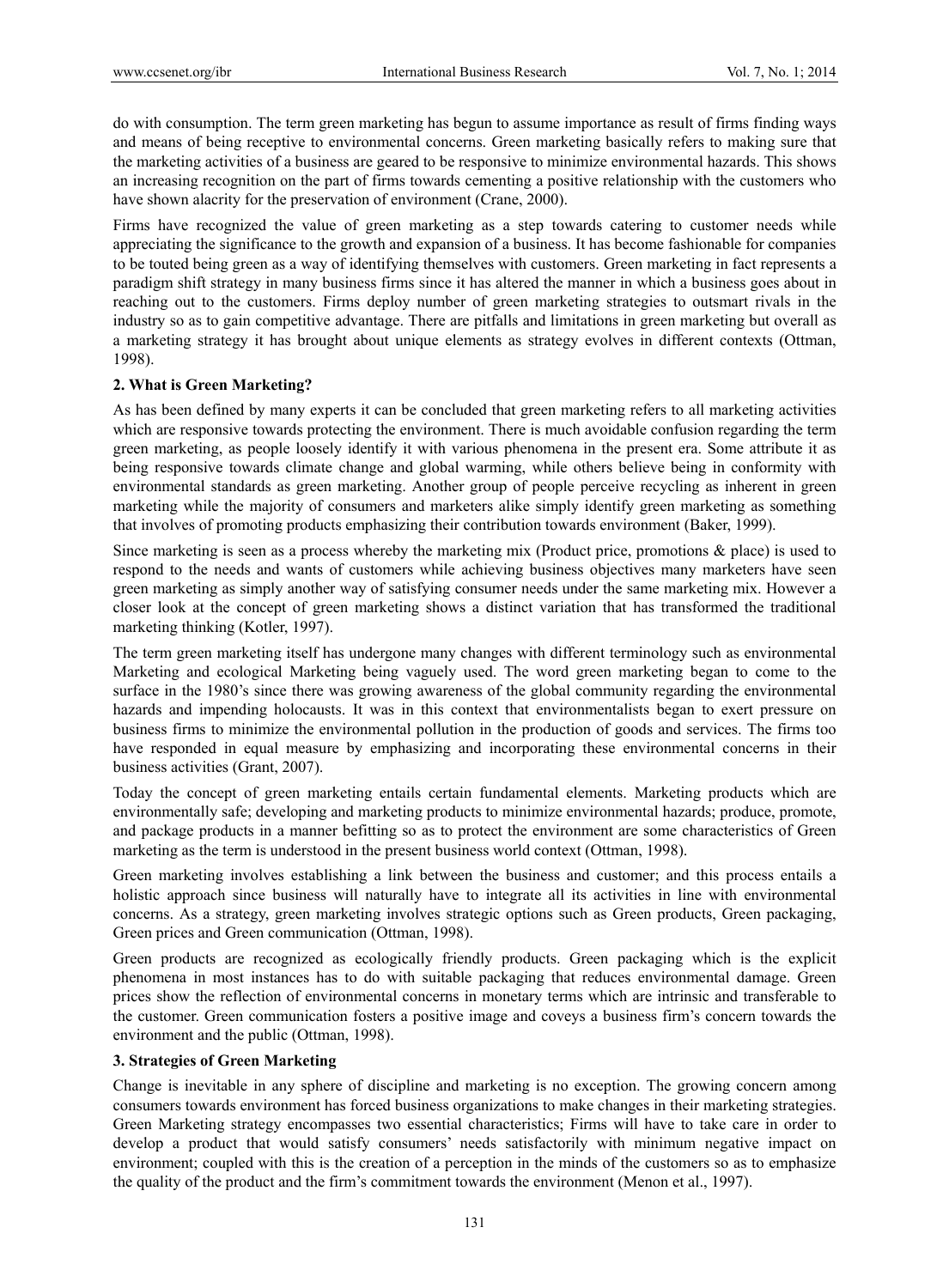do with consumption. The term green marketing has begun to assume importance as result of firms finding ways and means of being receptive to environmental concerns. Green marketing basically refers to making sure that the marketing activities of a business are geared to be responsive to minimize environmental hazards. This shows an increasing recognition on the part of firms towards cementing a positive relationship with the customers who have shown alacrity for the preservation of environment (Crane, 2000).

Firms have recognized the value of green marketing as a step towards catering to customer needs while appreciating the significance to the growth and expansion of a business. It has become fashionable for companies to be touted being green as a way of identifying themselves with customers. Green marketing in fact represents a paradigm shift strategy in many business firms since it has altered the manner in which a business goes about in reaching out to the customers. Firms deploy number of green marketing strategies to outsmart rivals in the industry so as to gain competitive advantage. There are pitfalls and limitations in green marketing but overall as a marketing strategy it has brought about unique elements as strategy evolves in different contexts (Ottman, 1998).

## 2. What is Green Marketing?

As has been defined by many experts it can be concluded that green marketing refers to all marketing activities which are responsive towards protecting the environment. There is much avoidable confusion regarding the term green marketing, as people loosely identify it with various phenomena in the present era. Some attribute it as being responsive towards climate change and global warming, while others believe being in conformity with environmental standards as green marketing. Another group of people perceive recycling as inherent in green marketing while the majority of consumers and marketers alike simply identify green marketing as something that involves of promoting products emphasizing their contribution towards environment (Baker, 1999).

Since marketing is seen as a process whereby the marketing mix (Product price, promotions & place) is used to respond to the needs and wants of customers while achieving business objectives many marketers have seen green marketing as simply another way of satisfying consumer needs under the same marketing mix. However a closer look at the concept of green marketing shows a distinct variation that has transformed the traditional marketing thinking (Kotler, 1997).

The term green marketing itself has undergone many changes with different terminology such as environmental Marketing and ecological Marketing being vaguely used. The word green marketing began to come to the surface in the 1980's since there was growing awareness of the global community regarding the environmental hazards and impending holocausts. It was in this context that environmentalists began to exert pressure on business firms to minimize the environmental pollution in the production of goods and services. The firms too have responded in equal measure by emphasizing and incorporating these environmental concerns in their business activities (Grant, 2007).

Today the concept of green marketing entails certain fundamental elements. Marketing products which are environmentally safe; developing and marketing products to minimize environmental hazards; produce, promote, and package products in a manner befitting so as to protect the environment are some characteristics of Green marketing as the term is understood in the present business world context (Ottman, 1998).

Green marketing involves establishing a link between the business and customer; and this process entails a holistic approach since business will naturally have to integrate all its activities in line with environmental concerns. As a strategy, green marketing involves strategic options such as Green products, Green packaging, Green prices and Green communication (Ottman, 1998).

Green products are recognized as ecologically friendly products. Green packaging which is the explicit phenomena in most instances has to do with suitable packaging that reduces environmental damage. Green prices show the reflection of environmental concerns in monetary terms which are intrinsic and transferable to the customer. Green communication fosters a positive image and coveys a business firm's concern towards the environment and the public (Ottman, 1998).

## 3. Strategies of Green Marketing

Change is inevitable in any sphere of discipline and marketing is no exception. The growing concern among consumers towards environment has forced business organizations to make changes in their marketing strategies. Green Marketing strategy encompasses two essential characteristics; Firms will have to take care in order to develop a product that would satisfy consumers' needs satisfactorily with minimum negative impact on environment; coupled with this is the creation of a perception in the minds of the customers so as to emphasize the quality of the product and the firm's commitment towards the environment (Menon et al., 1997).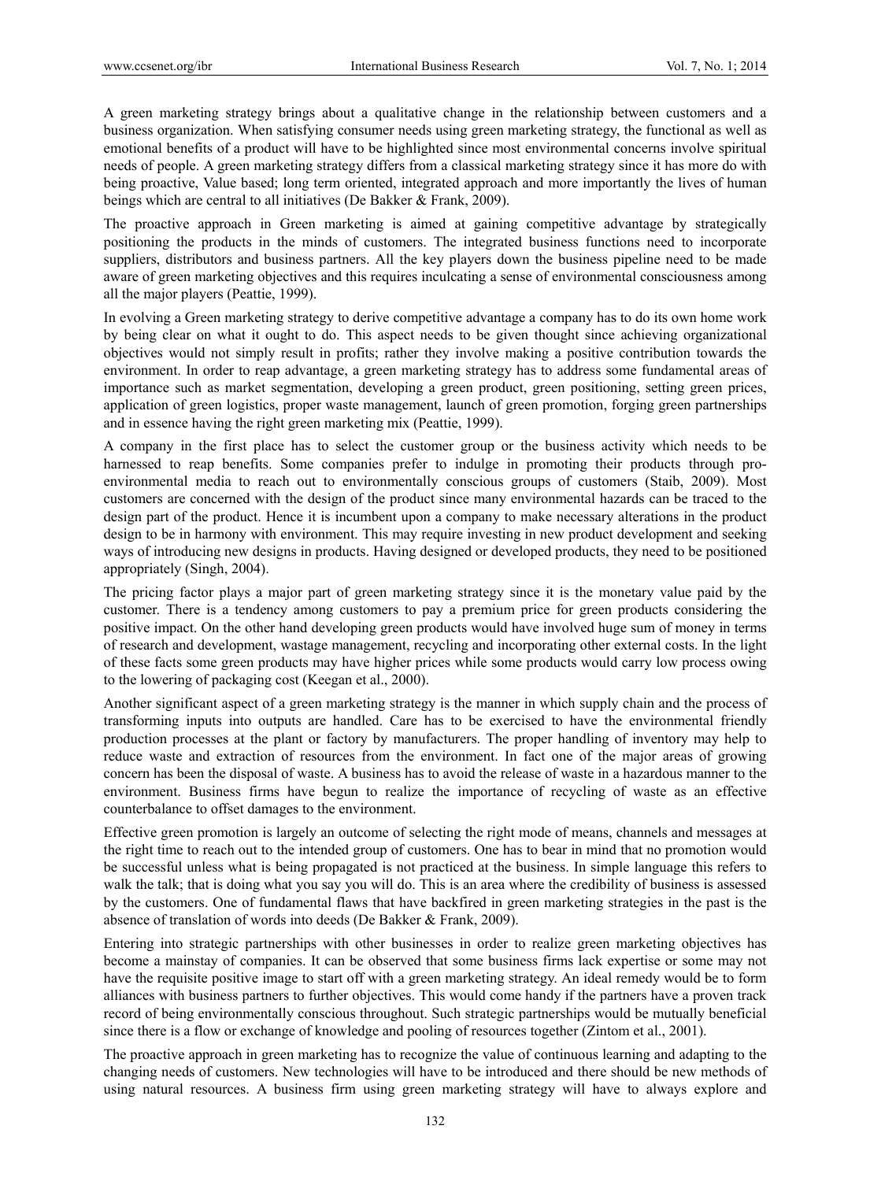A green marketing strategy brings about a qualitative change in the relationship between customers and a business organization. When satisfying consumer needs using green marketing strategy, the functional as well as emotional benefits of a product will have to be highlighted since most environmental concerns involve spiritual needs of people. A green marketing strategy differs from a classical marketing strategy since it has more do with being proactive, Value based; long term oriented, integrated approach and more importantly the lives of human beings which are central to all initiatives (De Bakker & Frank, 2009).

The proactive approach in Green marketing is aimed at gaining competitive advantage by strategically positioning the products in the minds of customers. The integrated business functions need to incorporate suppliers, distributors and business partners. All the key players down the business pipeline need to be made aware of green marketing objectives and this requires inculcating a sense of environmental consciousness among all the major players (Peattie, 1999).

In evolving a Green marketing strategy to derive competitive advantage a company has to do its own home work by being clear on what it ought to do. This aspect needs to be given thought since achieving organizational objectives would not simply result in profits; rather they involve making a positive contribution towards the environment. In order to reap advantage, a green marketing strategy has to address some fundamental areas of importance such as market segmentation, developing a green product, green positioning, setting green prices, application of green logistics, proper waste management, launch of green promotion, forging green partnerships and in essence having the right green marketing mix (Peattie, 1999).

A company in the first place has to select the customer group or the business activity which needs to be harnessed to reap benefits. Some companies prefer to indulge in promoting their products through pro-environmental media to reach out to environmentally conscious groups of customers (Staib, 2009). Most customers are concerned with the design of the product since many environmental hazards can be traced to the design part of the product. Hence it is incumbent upon a company to make necessary alterations in the product design to be in harmony with environment. This may require investing in new product development and seeking ways of introducing new designs in products. Having designed or developed products, they need to be positioned appropriately (Singh, 2004).

The pricing factor plays a major part of green marketing strategy since it is the monetary value paid by the customer. There is a tendency among customers to pay a premium price for green products considering the positive impact. On the other hand developing green products would have involved huge sum of money in terms of research and development, wastage management, recycling and incorporating other external costs. In the light of these facts some green products may have higher prices while some products would carry low process owing to the lowering of packaging cost (Keegan et al., 2000).

Another significant aspect of a green marketing strategy is the manner in which supply chain and the process of transforming inputs into outputs are handled. Care has to be exercised to have the environmental friendly production processes at the plant or factory by manufacturers. The proper handling of inventory may help to reduce waste and extraction of resources from the environment. In fact one of the major areas of growing concern has been the disposal of waste. A business has to avoid the release of waste in a hazardous manner to the environment. Business firms have begun to realize the importance of recycling of waste as an effective counterbalance to offset damages to the environment.

Effective green promotion is largely an outcome of selecting the right mode of means, channels and messages at the right time to reach out to the intended group of customers. One has to bear in mind that no promotion would be successful unless what is being propagated is not practiced at the business. In simple language this refers to walk the talk; that is doing what you say you will do. This is an area where the credibility of business is assessed by the customers. One of fundamental flaws that have backfired in green marketing strategies in the past is the absence of translation of words into deeds (De Bakker & Frank, 2009).

Entering into strategic partnerships with other businesses in order to realize green marketing objectives has become a mainstay of companies. It can be observed that some business firms lack expertise or some may not have the requisite positive image to start off with a green marketing strategy. An ideal remedy would be to form alliances with business partners to further objectives. This would come handy if the partners have a proven track record of being environmentally conscious throughout. Such strategic partnerships would be mutually beneficial since there is a flow or exchange of knowledge and pooling of resources together (Zintom et al., 2001).

The proactive approach in green marketing has to recognize the value of continuous learning and adapting to the changing needs of customers. New technologies will have to be introduced and there should be new methods of using natural resources. A business firm using green marketing strategy will have to always explore and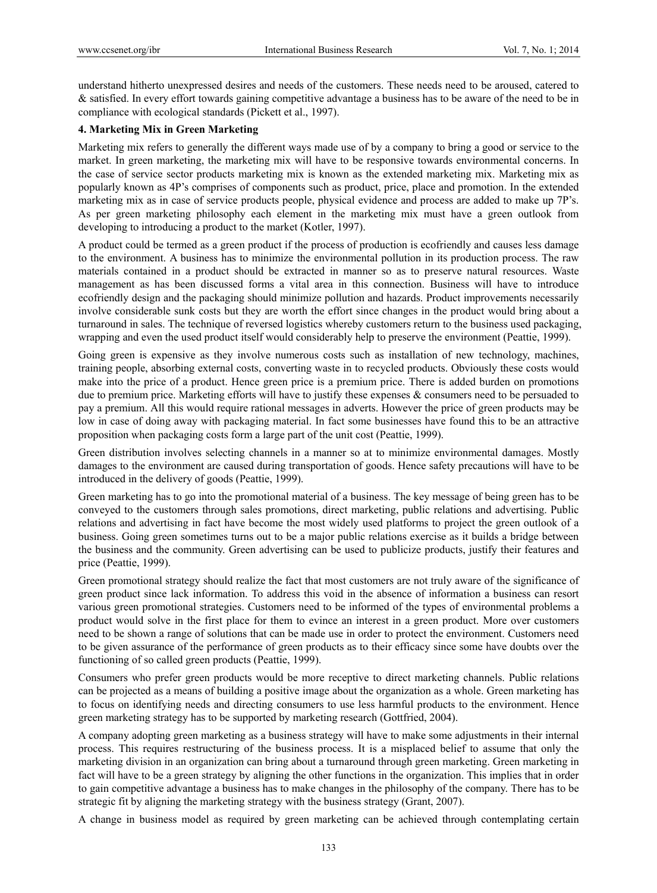understand hitherto unexpressed desires and needs of the customers. These needs need to be aroused, catered to & satisfied. In every effort towards gaining competitive advantage a business has to be aware of the need to be in compliance with ecological standards (Pickett et al., 1997).

### 4. Marketing Mix in Green Marketing

Marketing mix refers to generally the different ways made use of by a company to bring a good or service to the market. In green marketing, the marketing mix will have to be responsive towards environmental concerns. In the case of service sector products marketing mix is known as the extended marketing mix. Marketing mix as popularly known as 4P's comprises of components such as product, price, place and promotion. In the extended marketing mix as in case of service products people, physical evidence and process are added to make up 7P's. As per green marketing philosophy each element in the marketing mix must have a green outlook from developing to introducing a product to the market (Kotler, 1997).

A product could be termed as a green product if the process of production is ecofriendly and causes less damage to the environment. A business has to minimize the environmental pollution in its production process. The raw materials contained in a product should be extracted in manner so as to preserve natural resources. Waste management as has been discussed forms a vital area in this connection. Business will have to introduce ecofriendly design and the packaging should minimize pollution and hazards. Product improvements necessarily involve considerable sunk costs but they are worth the effort since changes in the product would bring about a turnaround in sales. The technique of reversed logistics whereby customers return to the business used packaging, wrapping and even the used product itself would considerably help to preserve the environment (Peattie, 1999).

Going green is expensive as they involve numerous costs such as installation of new technology, machines, training people, absorbing external costs, converting waste in to recycled products. Obviously these costs would make into the price of a product. Hence green price is a premium price. There is added burden on promotions due to premium price. Marketing efforts will have to justify these expenses & consumers need to be persuaded to pay a premium. All this would require rational messages in adverts. However the price of green products may be low in case of doing away with packaging material. In fact some businesses have found this to be an attractive proposition when packaging costs form a large part of the unit cost (Peattie, 1999).

Green distribution involves selecting channels in a manner so at to minimize environmental damages. Mostly damages to the environment are caused during transportation of goods. Hence safety precautions will have to be introduced in the delivery of goods (Peattie, 1999).

Green marketing has to go into the promotional material of a business. The key message of being green has to be conveyed to the customers through sales promotions, direct marketing, public relations and advertising. Public relations and advertising in fact have become the most widely used platforms to project the green outlook of a business. Going green sometimes turns out to be a major public relations exercise as it builds a bridge between the business and the community. Green advertising can be used to publicize products, justify their features and price (Peattie, 1999).

Green promotional strategy should realize the fact that most customers are not truly aware of the significance of green product since lack information. To address this void in the absence of information a business can resort various green promotional strategies. Customers need to be informed of the types of environmental problems a product would solve in the first place for them to evince an interest in a green product. More over customers need to be shown a range of solutions that can be made use in order to protect the environment. Customers need to be given assurance of the performance of green products as to their efficacy since some have doubts over the functioning of so called green products (Peattie, 1999).

Consumers who prefer green products would be more receptive to direct marketing channels. Public relations can be projected as a means of building a positive image about the organization as a whole. Green marketing has to focus on identifying needs and directing consumers to use less harmful products to the environment. Hence green marketing strategy has to be supported by marketing research (Gottfried, 2004).

A company adopting green marketing as a business strategy will have to make some adjustments in their internal process. This requires restructuring of the business process. It is a misplaced belief to assume that only the marketing division in an organization can bring about a turnaround through green marketing. Green marketing in fact will have to be a green strategy by aligning the other functions in the organization. This implies that in order to gain competitive advantage a business has to make changes in the philosophy of the company. There has to be strategic fit by aligning the marketing strategy with the business strategy (Grant, 2007).

A change in business model as required by green marketing can be achieved through contemplating certain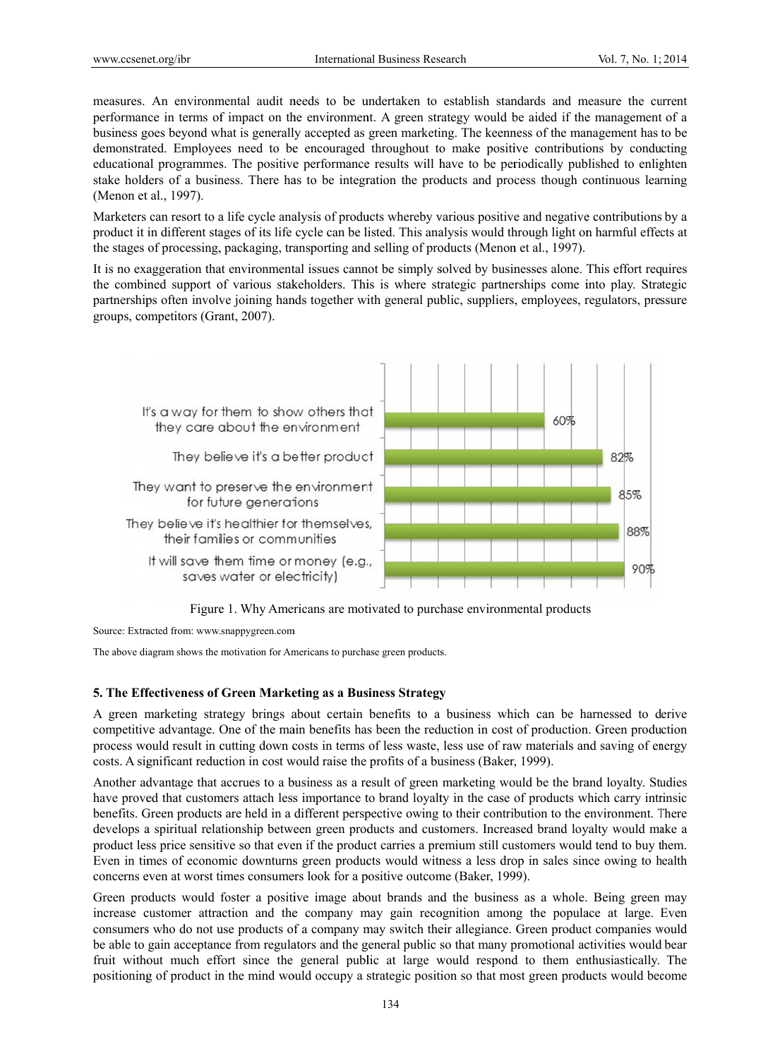measures. An environmental audit needs to be undertaken to establish standards and measure the current performance in terms of impact on the environment. A green strategy would be aided if the management of a business goes beyond what is generally accepted as green marketing. The keenness of the management has to be demonstrated. Employees need to be encouraged throughout to make positive contributions by conducting educational programmes. The positive performance results will have to be periodically published to enlighten stake holders of a business. There has to be integration the products and process though continuous learning (Menon et al., 1997).

Marketers can resort to a life cycle analysis of products whereby various positive and negative contributions by a product it in different stages of its life cycle can be listed. This analysis would through light on harmful effects at the stages of processing, packaging, transporting and selling of products (Menon et al., 1997).

It is no exaggeration that environmental issues cannot be simply solved by businesses alone. This effort requires the combined support of various stakeholders. This is where strategic partnerships come into play. Strategic partnerships often involve joining hands together with general public, suppliers, employees, regulators, pressure groups, competitors (Grant, 2007).

| Motivation | Percentage |
|---|---|
| It's a way for them to show others that they care about the environment | 60% |
| They believe it's a better product | 82% |
| They want to preserve the environment for future generations | 85% |
| They believe it's healthier for themselves, their families or communities | 88% |
| It will save them time or money (e.g., saves water or electricity) | 90% |

Figure 1. Why Americans are motivated to purchase environmental products

Source: Extracted from: www.snappygreen.com

The above diagram shows the motivation for Americans to purchase green products.

## 5. The Effectiveness of Green Marketing as a Business Strategy

A green marketing strategy brings about certain benefits to a business which can be harnessed to derive competitive advantage. One of the main benefits has been the reduction in cost of production. Green production process would result in cutting down costs in terms of less waste, less use of raw materials and saving of energy costs. A significant reduction in cost would raise the profits of a business (Baker, 1999).

Another advantage that accrues to a business as a result of green marketing would be the brand loyalty. Studies have proved that customers attach less importance to brand loyalty in the case of products which carry intrinsic benefits. Green products are held in a different perspective owing to their contribution to the environment. There develops a spiritual relationship between green products and customers. Increased brand loyalty would make a product less price sensitive so that even if the product carries a premium still customers would tend to buy them. Even in times of economic downturns green products would witness a less drop in sales since owing to health concerns even at worst times consumers look for a positive outcome (Baker, 1999).

Green products would foster a positive image about brands and the business as a whole. Being green may increase customer attraction and the company may gain recognition among the populace at large. Even consumers who do not use products of a company may switch their allegiance. Green product companies would be able to gain acceptance from regulators and the general public so that many promotional activities would bear fruit without much effort since the general public at large would respond to them enthusiastically. The positioning of product in the mind would occupy a strategic position so that most green products would become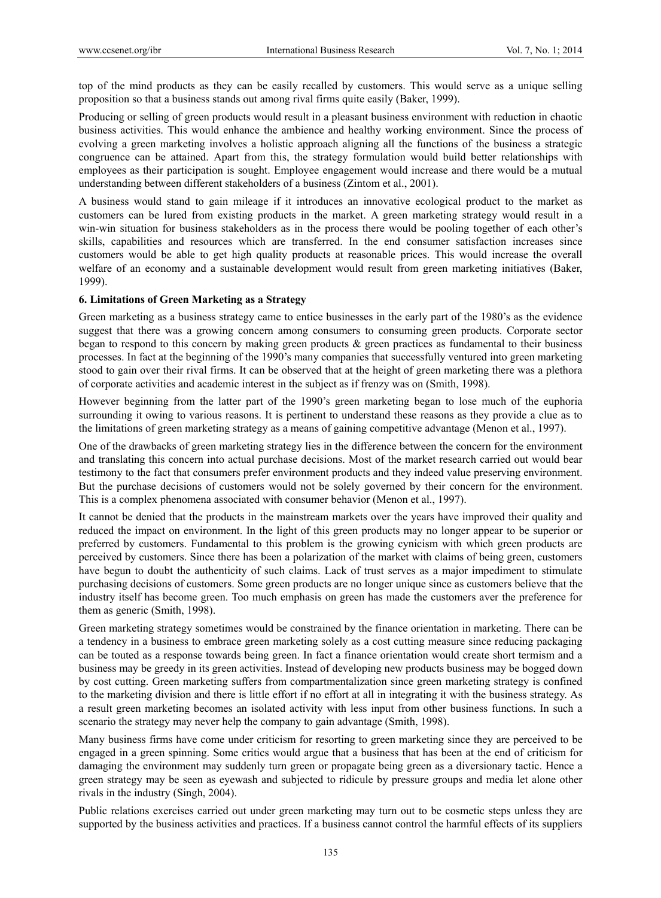top of the mind products as they can be easily recalled by customers. This would serve as a unique selling proposition so that a business stands out among rival firms quite easily (Baker, 1999).

Producing or selling of green products would result in a pleasant business environment with reduction in chaotic business activities. This would enhance the ambience and healthy working environment. Since the process of evolving a green marketing involves a holistic approach aligning all the functions of the business a strategic congruence can be attained. Apart from this, the strategy formulation would build better relationships with employees as their participation is sought. Employee engagement would increase and there would be a mutual understanding between different stakeholders of a business (Zintom et al., 2001).

A business would stand to gain mileage if it introduces an innovative ecological product to the market as customers can be lured from existing products in the market. A green marketing strategy would result in a win-win situation for business stakeholders as in the process there would be pooling together of each other's skills, capabilities and resources which are transferred. In the end consumer satisfaction increases since customers would be able to get high quality products at reasonable prices. This would increase the overall welfare of an economy and a sustainable development would result from green marketing initiatives (Baker, 1999).

## 6. Limitations of Green Marketing as a Strategy

Green marketing as a business strategy came to entice businesses in the early part of the 1980's as the evidence suggest that there was a growing concern among consumers to consuming green products. Corporate sector began to respond to this concern by making green products & green practices as fundamental to their business processes. In fact at the beginning of the 1990's many companies that successfully ventured into green marketing stood to gain over their rival firms. It can be observed that at the height of green marketing there was a plethora of corporate activities and academic interest in the subject as if frenzy was on (Smith, 1998).

However beginning from the latter part of the 1990's green marketing began to lose much of the euphoria surrounding it owing to various reasons. It is pertinent to understand these reasons as they provide a clue as to the limitations of green marketing strategy as a means of gaining competitive advantage (Menon et al., 1997).

One of the drawbacks of green marketing strategy lies in the difference between the concern for the environment and translating this concern into actual purchase decisions. Most of the market research carried out would bear testimony to the fact that consumers prefer environment products and they indeed value preserving environment. But the purchase decisions of customers would not be solely governed by their concern for the environment. This is a complex phenomena associated with consumer behavior (Menon et al., 1997).

It cannot be denied that the products in the mainstream markets over the years have improved their quality and reduced the impact on environment. In the light of this green products may no longer appear to be superior or preferred by customers. Fundamental to this problem is the growing cynicism with which green products are perceived by customers. Since there has been a polarization of the market with claims of being green, customers have begun to doubt the authenticity of such claims. Lack of trust serves as a major impediment to stimulate purchasing decisions of customers. Some green products are no longer unique since as customers believe that the industry itself has become green. Too much emphasis on green has made the customers aver the preference for them as generic (Smith, 1998).

Green marketing strategy sometimes would be constrained by the finance orientation in marketing. There can be a tendency in a business to embrace green marketing solely as a cost cutting measure since reducing packaging can be touted as a response towards being green. In fact a finance orientation would create short termism and a business may be greedy in its green activities. Instead of developing new products business may be bogged down by cost cutting. Green marketing suffers from compartmentalization since green marketing strategy is confined to the marketing division and there is little effort if no effort at all in integrating it with the business strategy. As a result green marketing becomes an isolated activity with less input from other business functions. In such a scenario the strategy may never help the company to gain advantage (Smith, 1998).

Many business firms have come under criticism for resorting to green marketing since they are perceived to be engaged in a green spinning. Some critics would argue that a business that has been at the end of criticism for damaging the environment may suddenly turn green or propagate being green as a diversionary tactic. Hence a green strategy may be seen as eyewash and subjected to ridicule by pressure groups and media let alone other rivals in the industry (Singh, 2004).

Public relations exercises carried out under green marketing may turn out to be cosmetic steps unless they are supported by the business activities and practices. If a business cannot control the harmful effects of its suppliers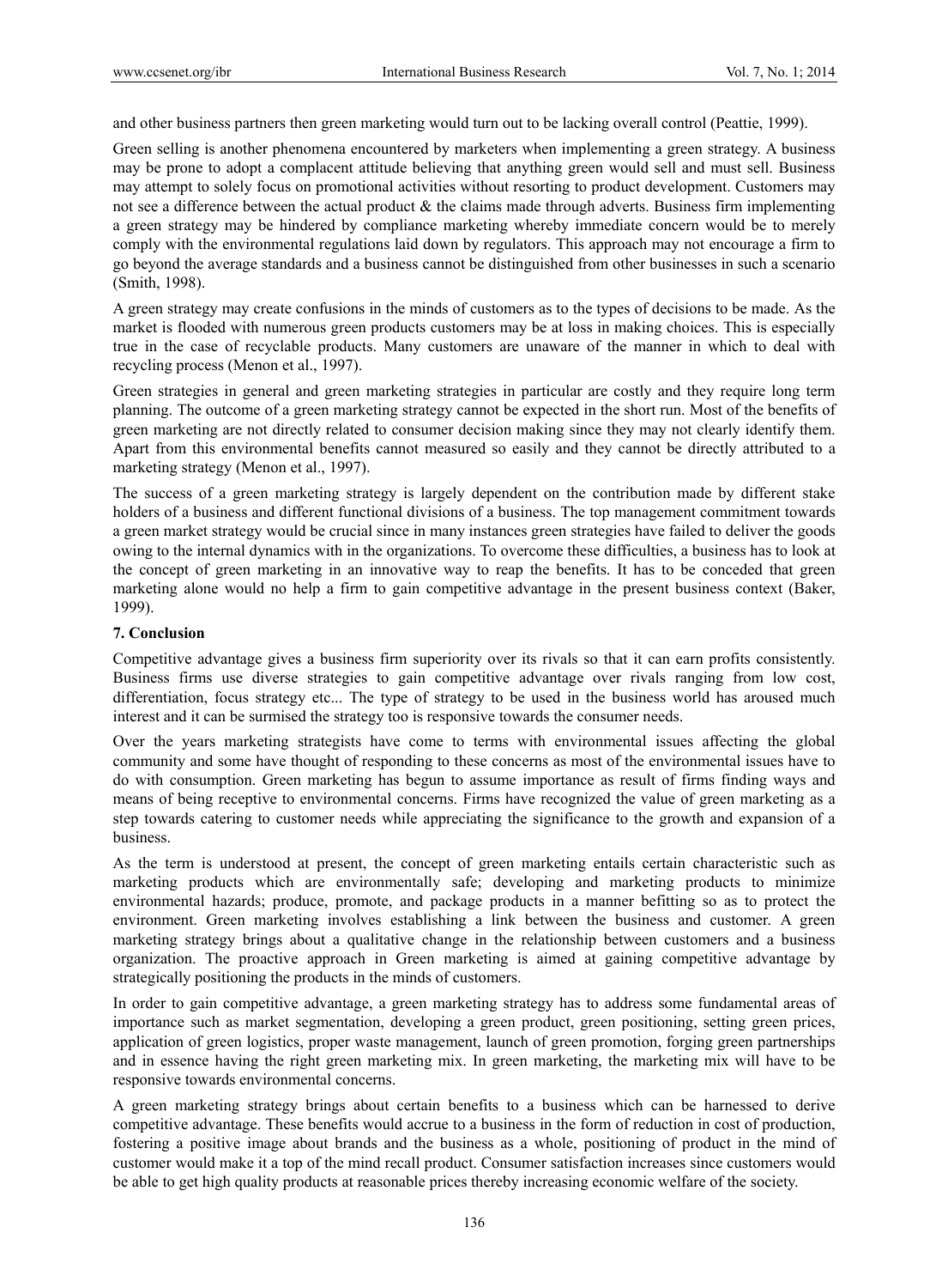and other business partners then green marketing would turn out to be lacking overall control (Peattie, 1999).

Green selling is another phenomena encountered by marketers when implementing a green strategy. A business may be prone to adopt a complacent attitude believing that anything green would sell and must sell. Business may attempt to solely focus on promotional activities without resorting to product development. Customers may not see a difference between the actual product & the claims made through adverts. Business firm implementing a green strategy may be hindered by compliance marketing whereby immediate concern would be to merely comply with the environmental regulations laid down by regulators. This approach may not encourage a firm to go beyond the average standards and a business cannot be distinguished from other businesses in such a scenario (Smith, 1998).

A green strategy may create confusions in the minds of customers as to the types of decisions to be made. As the market is flooded with numerous green products customers may be at loss in making choices. This is especially true in the case of recyclable products. Many customers are unaware of the manner in which to deal with recycling process (Menon et al., 1997).

Green strategies in general and green marketing strategies in particular are costly and they require long term planning. The outcome of a green marketing strategy cannot be expected in the short run. Most of the benefits of green marketing are not directly related to consumer decision making since they may not clearly identify them. Apart from this environmental benefits cannot measured so easily and they cannot be directly attributed to a marketing strategy (Menon et al., 1997).

The success of a green marketing strategy is largely dependent on the contribution made by different stake holders of a business and different functional divisions of a business. The top management commitment towards a green market strategy would be crucial since in many instances green strategies have failed to deliver the goods owing to the internal dynamics with in the organizations. To overcome these difficulties, a business has to look at the concept of green marketing in an innovative way to reap the benefits. It has to be conceded that green marketing alone would no help a firm to gain competitive advantage in the present business context (Baker, 1999).

## 7. Conclusion

Competitive advantage gives a business firm superiority over its rivals so that it can earn profits consistently. Business firms use diverse strategies to gain competitive advantage over rivals ranging from low cost, differentiation, focus strategy etc... The type of strategy to be used in the business world has aroused much interest and it can be surmised the strategy too is responsive towards the consumer needs.

Over the years marketing strategists have come to terms with environmental issues affecting the global community and some have thought of responding to these concerns as most of the environmental issues have to do with consumption. Green marketing has begun to assume importance as result of firms finding ways and means of being receptive to environmental concerns. Firms have recognized the value of green marketing as a step towards catering to customer needs while appreciating the significance to the growth and expansion of a business.

As the term is understood at present, the concept of green marketing entails certain characteristic such as marketing products which are environmentally safe; developing and marketing products to minimize environmental hazards; produce, promote, and package products in a manner befitting so as to protect the environment. Green marketing involves establishing a link between the business and customer. A green marketing strategy brings about a qualitative change in the relationship between customers and a business organization. The proactive approach in Green marketing is aimed at gaining competitive advantage by strategically positioning the products in the minds of customers.

In order to gain competitive advantage, a green marketing strategy has to address some fundamental areas of importance such as market segmentation, developing a green product, green positioning, setting green prices, application of green logistics, proper waste management, launch of green promotion, forging green partnerships and in essence having the right green marketing mix. In green marketing, the marketing mix will have to be responsive towards environmental concerns.

A green marketing strategy brings about certain benefits to a business which can be harnessed to derive competitive advantage. These benefits would accrue to a business in the form of reduction in cost of production, fostering a positive image about brands and the business as a whole, positioning of product in the mind of customer would make it a top of the mind recall product. Consumer satisfaction increases since customers would be able to get high quality products at reasonable prices thereby increasing economic welfare of the society.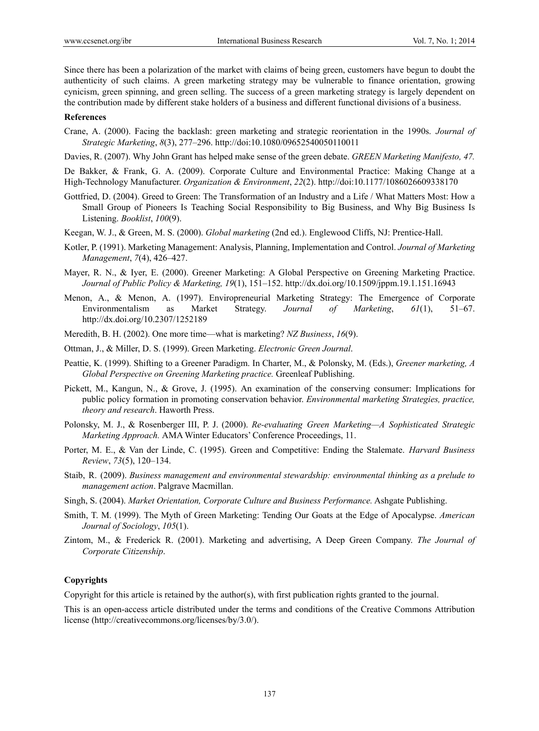Since there has been a polarization of the market with claims of being green, customers have begun to doubt the authenticity of such claims. A green marketing strategy may be vulnerable to finance orientation, growing cynicism, green spinning, and green selling. The success of a green marketing strategy is largely dependent on the contribution made by different stake holders of a business and different functional divisions of a business.

## References

Crane, A. (2000). Facing the backlash: green marketing and strategic reorientation in the 1990s. *Journal of Strategic Marketing*, *8*(3), 277–296. http://doi:10.1080/09652540050110011

Davies, R. (2007). Why John Grant has helped make sense of the green debate. *GREEN Marketing Manifesto, 47.*

De Bakker, & Frank, G. A. (2009). Corporate Culture and Environmental Practice: Making Change at a High-Technology Manufacturer. *Organization & Environment*, *22*(2). http://doi:10.1177/1086026609338170

Gottfried, D. (2004). Greed to Green: The Transformation of an Industry and a Life / What Matters Most: How a Small Group of Pioneers Is Teaching Social Responsibility to Big Business, and Why Big Business Is Listening. *Booklist*, *100*(9).

Keegan, W. J., & Green, M. S. (2000). *Global marketing* (2nd ed.). Englewood Cliffs, NJ: Prentice-Hall.

Kotler, P. (1991). Marketing Management: Analysis, Planning, Implementation and Control. *Journal of Marketing Management*, *7*(4), 426–427.

Mayer, R. N., & Iyer, E. (2000). Greener Marketing: A Global Perspective on Greening Marketing Practice. *Journal of Public Policy & Marketing, 19*(1), 151–152. http://dx.doi.org/10.1509/jppm.19.1.151.16943

Menon, A., & Menon, A. (1997). Enviropreneurial Marketing Strategy: The Emergence of Corporate Environmentalism as Market Strategy. *Journal of Marketing*, *61*(1), 51–67. http://dx.doi.org/10.2307/1252189

Meredith, B. H. (2002). One more time—what is marketing? *NZ Business*, *16*(9).

Ottman, J., & Miller, D. S. (1999). Green Marketing. *Electronic Green Journal*.

Peattie, K. (1999). Shifting to a Greener Paradigm. In Charter, M., & Polonsky, M. (Eds.), *Greener marketing, A Global Perspective on Greening Marketing practice.* Greenleaf Publishing.

Pickett, M., Kangun, N., & Grove, J. (1995). An examination of the conserving consumer: Implications for public policy formation in promoting conservation behavior. *Environmental marketing Strategies, practice, theory and research*. Haworth Press.

Polonsky, M. J., & Rosenberger III, P. J. (2000). *Re-evaluating Green Marketing—A Sophisticated Strategic Marketing Approach.* AMA Winter Educators' Conference Proceedings, 11.

Porter, M. E., & Van der Linde, C. (1995). Green and Competitive: Ending the Stalemate. *Harvard Business Review*, *73*(5), 120–134.

Staib, R. (2009). *Business management and environmental stewardship: environmental thinking as a prelude to management action*. Palgrave Macmillan.

Singh, S. (2004). *Market Orientation, Corporate Culture and Business Performance.* Ashgate Publishing.

Smith, T. M. (1999). The Myth of Green Marketing: Tending Our Goats at the Edge of Apocalypse. *American Journal of Sociology*, *105*(1).

Zintom, M., & Frederick R. (2001). Marketing and advertising, A Deep Green Company. *The Journal of Corporate Citizenship*.

## Copyrights

Copyright for this article is retained by the author(s), with first publication rights granted to the journal.

This is an open-access article distributed under the terms and conditions of the Creative Commons Attribution license (http://creativecommons.org/licenses/by/3.0/).